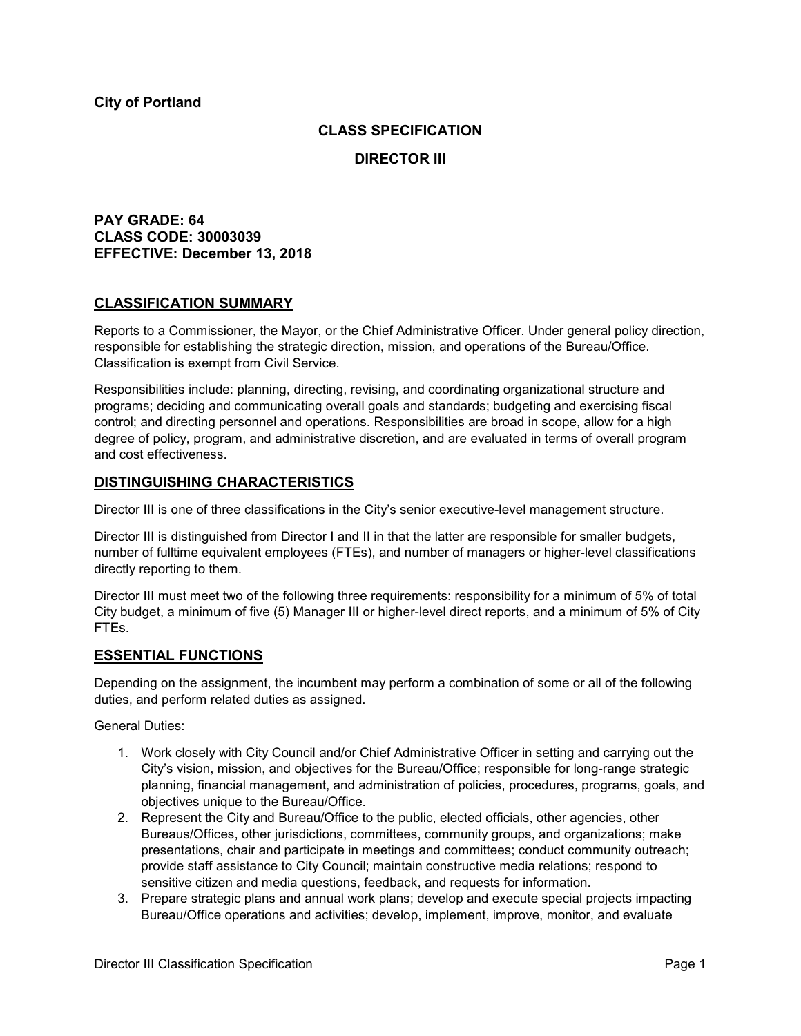**City of Portland**

## CLASS SPECIFICATION

## DIRECTOR III

**PAY GRADE: 64**
**CLASS CODE: 30003039**
**EFFECTIVE: December 13, 2018**

## CLASSIFICATION SUMMARY

Reports to a Commissioner, the Mayor, or the Chief Administrative Officer. Under general policy direction, responsible for establishing the strategic direction, mission, and operations of the Bureau/Office. Classification is exempt from Civil Service.

Responsibilities include: planning, directing, revising, and coordinating organizational structure and programs; deciding and communicating overall goals and standards; budgeting and exercising fiscal control; and directing personnel and operations. Responsibilities are broad in scope, allow for a high degree of policy, program, and administrative discretion, and are evaluated in terms of overall program and cost effectiveness.

## DISTINGUISHING CHARACTERISTICS

Director III is one of three classifications in the City's senior executive-level management structure.

Director III is distinguished from Director I and II in that the latter are responsible for smaller budgets, number of fulltime equivalent employees (FTEs), and number of managers or higher-level classifications directly reporting to them.

Director III must meet two of the following three requirements: responsibility for a minimum of 5% of total City budget, a minimum of five (5) Manager III or higher-level direct reports, and a minimum of 5% of City FTEs.

## ESSENTIAL FUNCTIONS

Depending on the assignment, the incumbent may perform a combination of some or all of the following duties, and perform related duties as assigned.

General Duties:

1. Work closely with City Council and/or Chief Administrative Officer in setting and carrying out the City's vision, mission, and objectives for the Bureau/Office; responsible for long-range strategic planning, financial management, and administration of policies, procedures, programs, goals, and objectives unique to the Bureau/Office.
2. Represent the City and Bureau/Office to the public, elected officials, other agencies, other Bureaus/Offices, other jurisdictions, committees, community groups, and organizations; make presentations, chair and participate in meetings and committees; conduct community outreach; provide staff assistance to City Council; maintain constructive media relations; respond to sensitive citizen and media questions, feedback, and requests for information.
3. Prepare strategic plans and annual work plans; develop and execute special projects impacting Bureau/Office operations and activities; develop, implement, improve, monitor, and evaluate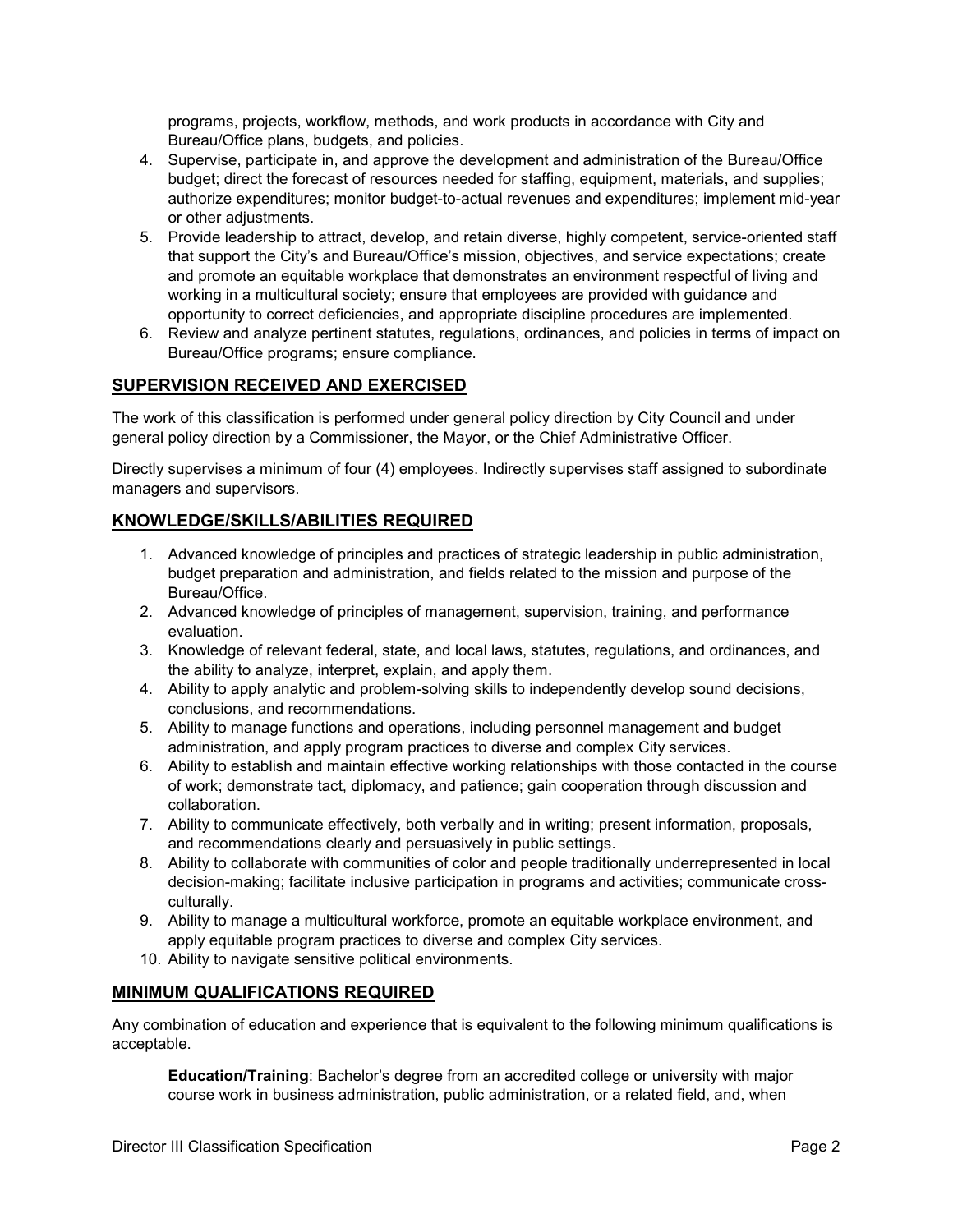programs, projects, workflow, methods, and work products in accordance with City and Bureau/Office plans, budgets, and policies.

4. Supervise, participate in, and approve the development and administration of the Bureau/Office budget; direct the forecast of resources needed for staffing, equipment, materials, and supplies; authorize expenditures; monitor budget-to-actual revenues and expenditures; implement mid-year or other adjustments.
5. Provide leadership to attract, develop, and retain diverse, highly competent, service-oriented staff that support the City's and Bureau/Office's mission, objectives, and service expectations; create and promote an equitable workplace that demonstrates an environment respectful of living and working in a multicultural society; ensure that employees are provided with guidance and opportunity to correct deficiencies, and appropriate discipline procedures are implemented.
6. Review and analyze pertinent statutes, regulations, ordinances, and policies in terms of impact on Bureau/Office programs; ensure compliance.

## SUPERVISION RECEIVED AND EXERCISED

The work of this classification is performed under general policy direction by City Council and under general policy direction by a Commissioner, the Mayor, or the Chief Administrative Officer.

Directly supervises a minimum of four (4) employees. Indirectly supervises staff assigned to subordinate managers and supervisors.

## KNOWLEDGE/SKILLS/ABILITIES REQUIRED

1. Advanced knowledge of principles and practices of strategic leadership in public administration, budget preparation and administration, and fields related to the mission and purpose of the Bureau/Office.
2. Advanced knowledge of principles of management, supervision, training, and performance evaluation.
3. Knowledge of relevant federal, state, and local laws, statutes, regulations, and ordinances, and the ability to analyze, interpret, explain, and apply them.
4. Ability to apply analytic and problem-solving skills to independently develop sound decisions, conclusions, and recommendations.
5. Ability to manage functions and operations, including personnel management and budget administration, and apply program practices to diverse and complex City services.
6. Ability to establish and maintain effective working relationships with those contacted in the course of work; demonstrate tact, diplomacy, and patience; gain cooperation through discussion and collaboration.
7. Ability to communicate effectively, both verbally and in writing; present information, proposals, and recommendations clearly and persuasively in public settings.
8. Ability to collaborate with communities of color and people traditionally underrepresented in local decision-making; facilitate inclusive participation in programs and activities; communicate cross-culturally.
9. Ability to manage a multicultural workforce, promote an equitable workplace environment, and apply equitable program practices to diverse and complex City services.
10. Ability to navigate sensitive political environments.

## MINIMUM QUALIFICATIONS REQUIRED

Any combination of education and experience that is equivalent to the following minimum qualifications is acceptable.

**Education/Training**: Bachelor's degree from an accredited college or university with major course work in business administration, public administration, or a related field, and, when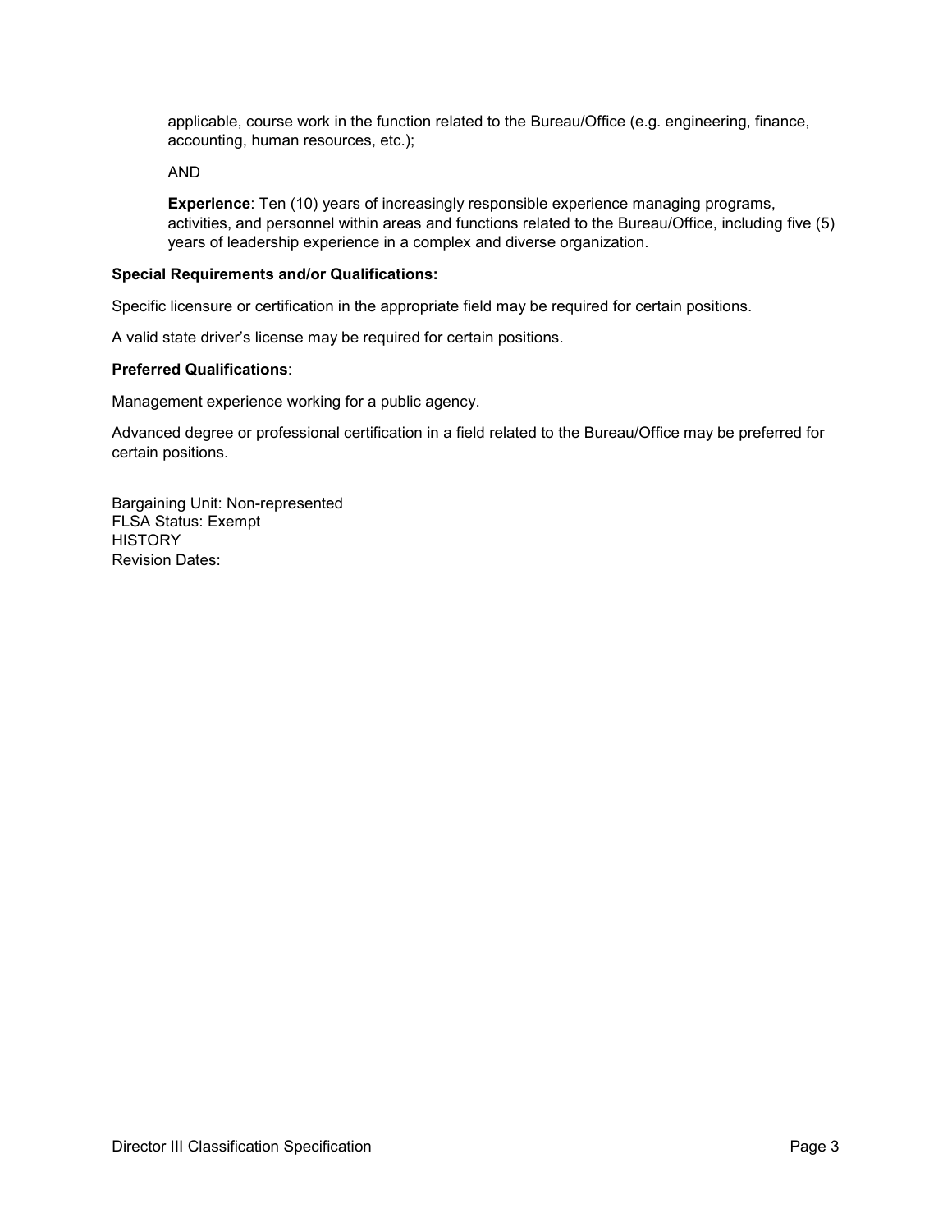applicable, course work in the function related to the Bureau/Office (e.g. engineering, finance, accounting, human resources, etc.);

AND

**Experience**: Ten (10) years of increasingly responsible experience managing programs, activities, and personnel within areas and functions related to the Bureau/Office, including five (5) years of leadership experience in a complex and diverse organization.

**Special Requirements and/or Qualifications:**

Specific licensure or certification in the appropriate field may be required for certain positions.

A valid state driver's license may be required for certain positions.

**Preferred Qualifications**:

Management experience working for a public agency.

Advanced degree or professional certification in a field related to the Bureau/Office may be preferred for certain positions.

Bargaining Unit: Non-represented
FLSA Status: Exempt
HISTORY
Revision Dates: